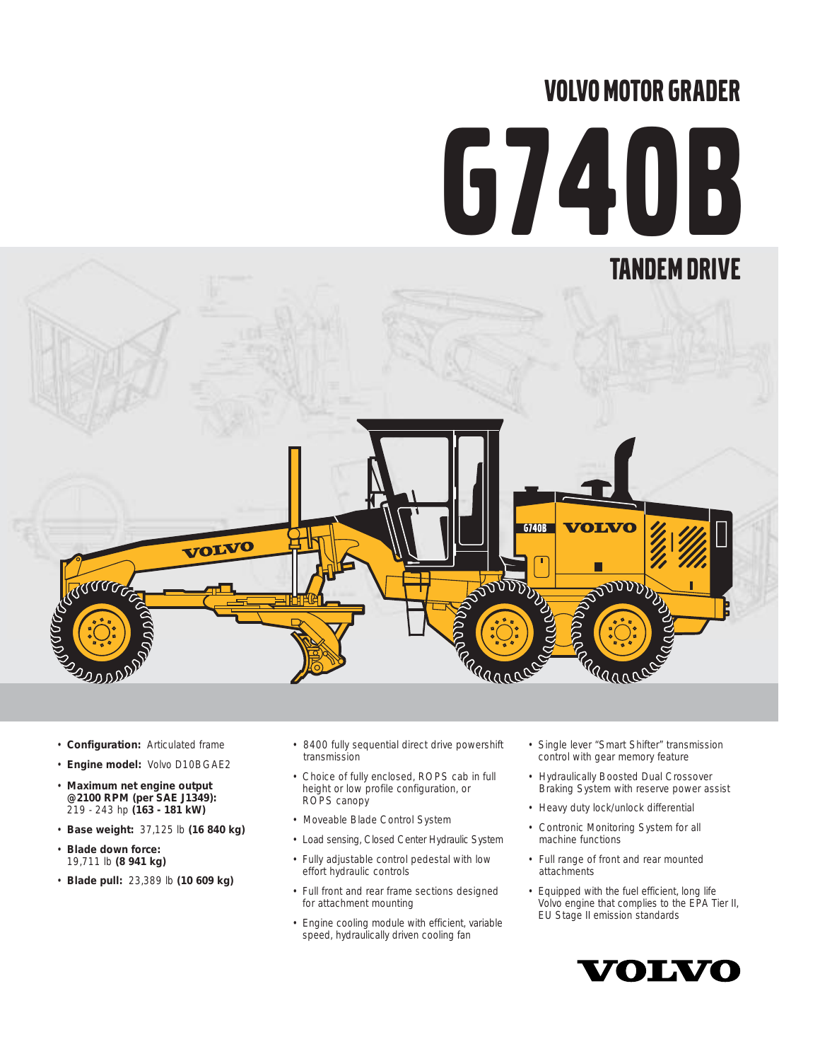# VOLVO MOTOR GRADER

# G740B

## TANDEM DRIVE

- **Configuration:** Articulated frame
- **Engine model:** Volvo D10B GAE2
- **Maximum net engine output @2100 RPM (per SAE J1349):** 219 - 243 hp **(163 - 181 kW)**
- **Base weight:** 37,125 lb **(16 840 kg)**
- **Blade down force:** 19,711 lb **(8 941 kg)**
- **Blade pull:** 23,389 lb **(10 609 kg)**

- 8400 fully sequential direct drive powershift transmission
- Choice of fully enclosed, ROPS cab in full height or low profile configuration, or ROPS canopy
- Moveable Blade Control System
- Load sensing, Closed Center Hydraulic System
- Fully adjustable control pedestal with low effort hydraulic controls
- Full front and rear frame sections designed for attachment mounting
- Engine cooling module with efficient, variable speed, hydraulically driven cooling fan

- Single lever "Smart Shifter" transmission control with gear memory feature
- Hydraulically Boosted Dual Crossover Braking System with reserve power assist
- Heavy duty lock/unlock differential
- Contronic Monitoring System for all machine functions
- Full range of front and rear mounted attachments
- Equipped with the fuel efficient, long life Volvo engine that complies to the EPA Tier II, EU Stage II emission standards

VOLVO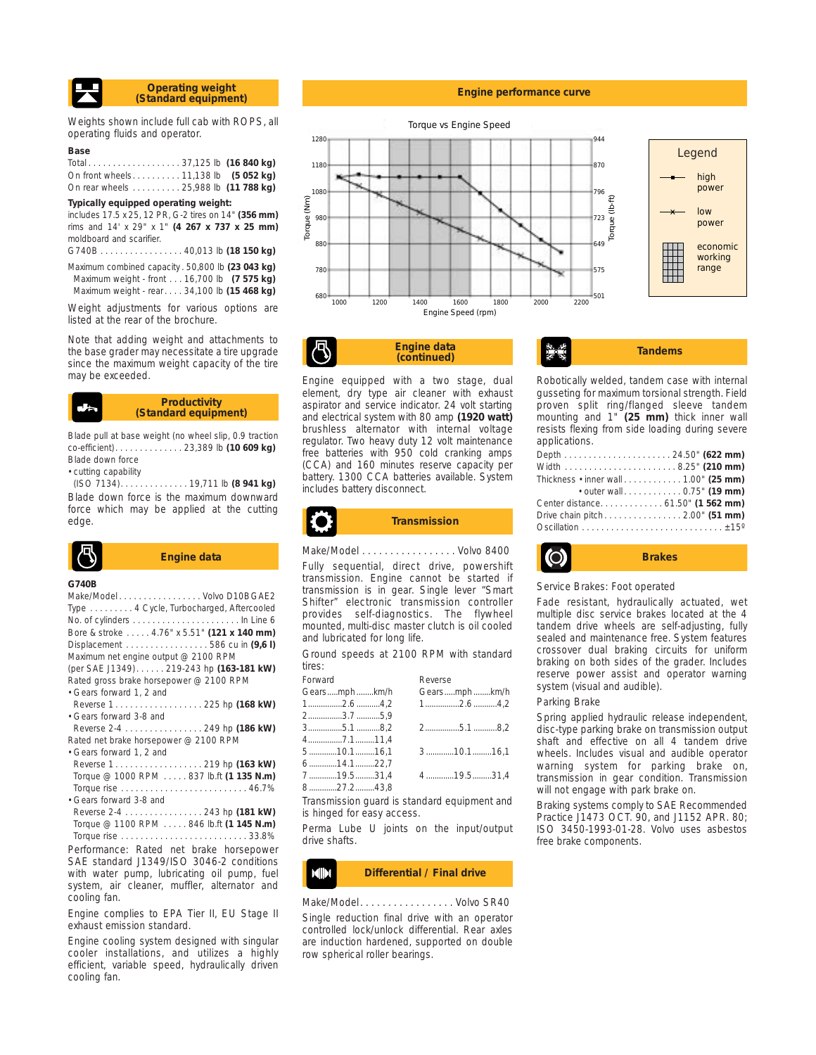## Operating weight (Standard equipment)

Weights shown include full cab with ROPS, all operating fluids and operator.

**Base**

Total . . . . . . . . . . . . . . . . . . 37,125 lb **(16 840 kg)**
On front wheels . . . . . . . . . . 11,138 lb **(5 052 kg)**
On rear wheels . . . . . . . . . . 25,988 lb **(11 788 kg)**

**Typically equipped operating weight:**
includes 17.5 x 25, 12 PR, G-2 tires on 14" **(356 mm)** rims and 14' x 29" x 1" **(4 267 x 737 x 25 mm)** moldboard and scarifier.
G740B . . . . . . . . . . . . . . . . . 40,013 lb **(18 150 kg)**

Maximum combined capacity . 50,800 lb **(23 043 kg)**
Maximum weight - front . . . . 16,700 lb **(7 575 kg)**
Maximum weight - rear . . . . . 34,100 lb **(15 468 kg)**

Weight adjustments for various options are listed at the rear of the brochure.

Note that adding weight and attachments to the base grader may necessitate a tire upgrade since the maximum weight capacity of the tire may be exceeded.

## Productivity (Standard equipment)

Blade pull at base weight (no wheel slip, 0.9 traction co-efficient) . . . . . . . . . . . . . . 23,389 lb **(10 609 kg)**
Blade down force
• cutting capability
(ISO 7134) . . . . . . . . . . . . . . 19,711 lb **(8 941 kg)**

Blade down force is the maximum downward force which may be applied at the cutting edge.

## Engine data

**G740B**

Make/Model . . . . . . . . . . . . . . . . Volvo D10B GAE2
Type . . . . . . . . . 4 Cycle, Turbocharged, Aftercooled
No. of cylinders . . . . . . . . . . . . . . . . . . . . . . In Line 6
Bore & stroke . . . . . 4.76" x 5.51" **(121 x 140 mm)**
Displacement . . . . . . . . . . . . . . . . . 586 cu in **(9,6 l)**
Maximum net engine output @ 2100 RPM
(per SAE J1349) . . . . . . 219-243 hp **(163-181 kW)**
Rated gross brake horsepower @ 2100 RPM
• Gears forward 1, 2 and
Reverse 1 . . . . . . . . . . . . . . . . . . 225 hp **(168 kW)**
• Gears forward 3-8 and
Reverse 2-4 . . . . . . . . . . . . . . . . 249 hp **(186 kW)**
Rated net brake horsepower @ 2100 RPM
• Gears forward 1, 2 and
Reverse 1 . . . . . . . . . . . . . . . . . . 219 hp **(163 kW)**
Torque @ 1000 RPM . . . . . 837 lb.ft **(1 135 N.m)**
Torque rise . . . . . . . . . . . . . . . . . . . . . . . . . 46.7%
• Gears forward 3-8 and
Reverse 2-4 . . . . . . . . . . . . . . . . 243 hp **(181 kW)**
Torque @ 1100 RPM . . . . . 846 lb.ft **(1 145 N.m)**
Torque rise . . . . . . . . . . . . . . . . . . . . . . . . . 33.8%

Performance: Rated net brake horsepower SAE standard J1349/ISO 3046-2 conditions with water pump, lubricating oil pump, fuel system, air cleaner, muffler, alternator and cooling fan.

Engine complies to EPA Tier II, EU Stage II exhaust emission standard.

Engine cooling system designed with singular cooler installations, and utilizes a highly efficient, variable speed, hydraulically driven cooling fan.

## Engine performance curve

Torque vs Engine Speed

Torque (Nm): 680 – 1280; Torque (lb-ft): 501 – 944; Engine Speed (rpm): 1000 – 2200

Legend: high power; low power; economic working range

## Engine data (continued)

Engine equipped with a two stage, dual element, dry type air cleaner with exhaust aspirator and service indicator. 24 volt starting and electrical system with 80 amp **(1920 watt)** brushless alternator with internal voltage regulator. Two heavy duty 12 volt maintenance free batteries with 950 cold cranking amps (CCA) and 160 minutes reserve capacity per battery. 1300 CCA batteries available. System includes battery disconnect.

## Transmission

Make/Model . . . . . . . . . . . . . . . . . Volvo 8400

Fully sequential, direct drive, powershift transmission. Engine cannot be started if transmission is in gear. Single lever "Smart Shifter" electronic transmission controller provides self-diagnostics. The flywheel mounted, multi-disc master clutch is oil cooled and lubricated for long life.

Ground speeds at 2100 RPM with standard tires:

| Forward Gears | mph | km/h | Reverse Gears | mph | km/h |
|---|---|---|---|---|---|
| 1 | 2.6 | 4,2 | 1 | 2.6 | 4,2 |
| 2 | 3.7 | 5,9 | | | |
| 3 | 5.1 | 8,2 | 2 | 5.1 | 8,2 |
| 4 | 7.1 | 11,4 | | | |
| 5 | 10.1 | 16,1 | 3 | 10.1 | 16,1 |
| 6 | 14.1 | 22,7 | | | |
| 7 | 19.5 | 31,4 | 4 | 19.5 | 31,4 |
| 8 | 27.2 | 43,8 | | | |

Transmission guard is standard equipment and is hinged for easy access.

Perma Lube U joints on the input/output drive shafts.

## Differential / Final drive

Make/Model . . . . . . . . . . . . . . . . . Volvo SR40

Single reduction final drive with an operator controlled lock/unlock differential. Rear axles are induction hardened, supported on double row spherical roller bearings.

## Tandems

Robotically welded, tandem case with internal gusseting for maximum torsional strength. Field proven split ring/flanged sleeve tandem mounting and 1" **(25 mm)** thick inner wall resists flexing from side loading during severe applications.

Depth . . . . . . . . . . . . . . . . . . . . . . 24.50" **(622 mm)**
Width . . . . . . . . . . . . . . . . . . . . . . . 8.25" **(210 mm)**
Thickness • inner wall . . . . . . . . . . . . 1.00" **(25 mm)**
• outer wall . . . . . . . . . . . . 0.75" **(19 mm)**
Center distance . . . . . . . . . . . . . 61.50" **(1 562 mm)**
Drive chain pitch . . . . . . . . . . . . . . . . 2.00" **(51 mm)**
Oscillation . . . . . . . . . . . . . . . . . . . . . . . . . . . . ±15º

## Brakes

Service Brakes: Foot operated

Fade resistant, hydraulically actuated, wet multiple disc service brakes located at the 4 tandem drive wheels are self-adjusting, fully sealed and maintenance free. System features crossover dual braking circuits for uniform braking on both sides of the grader. Includes reserve power assist and operator warning system (visual and audible).

Parking Brake

Spring applied hydraulic release independent, disc-type parking brake on transmission output shaft and effective on all 4 tandem drive wheels. Includes visual and audible operator warning system for parking brake on, transmission in gear condition. Transmission will not engage with park brake on.

Braking systems comply to SAE Recommended Practice J1473 OCT. 90, and J1152 APR. 80; ISO 3450-1993-01-28. Volvo uses asbestos free brake components.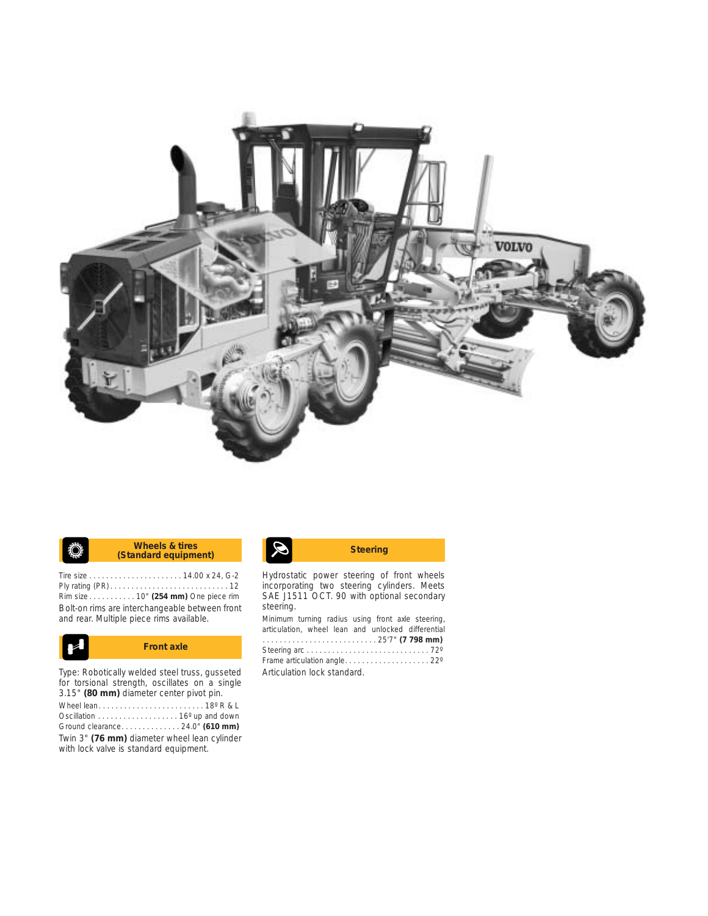## Wheels & tires (Standard equipment)

Tire size . . . . . . . . . . . . . . . . . . . . . . 14.00 x 24, G-2
Ply rating (PR) . . . . . . . . . . . . . . . . . . . . . . . . . . . . 12
Rim size . . . . . . . . . . . 10" **(254 mm)** One piece rim

Bolt-on rims are interchangeable between front and rear. Multiple piece rims available.

## Front axle

Type: Robotically welded steel truss, gusseted for torsional strength, oscillates on a single 3.15" **(80 mm)** diameter center pivot pin.

Wheel lean . . . . . . . . . . . . . . . . . . . . . . . . . 18º R & L
Oscillation . . . . . . . . . . . . . . . . . . . 16º up and down
Ground clearance . . . . . . . . . . . . . . 24.0" **(610 mm)**

Twin 3" **(76 mm)** diameter wheel lean cylinder with lock valve is standard equipment.

## Steering

Hydrostatic power steering of front wheels incorporating two steering cylinders. Meets SAE J1511 OCT. 90 with optional secondary steering.

Minimum turning radius using front axle steering, articulation, wheel lean and unlocked differential . . . . . . . . . . . . . . . . . . . . . . . . . . . 25'7" **(7 798 mm)**
Steering arc . . . . . . . . . . . . . . . . . . . . . . . . . . . . . 72º
Frame articulation angle . . . . . . . . . . . . . . . . . . . . 22º

Articulation lock standard.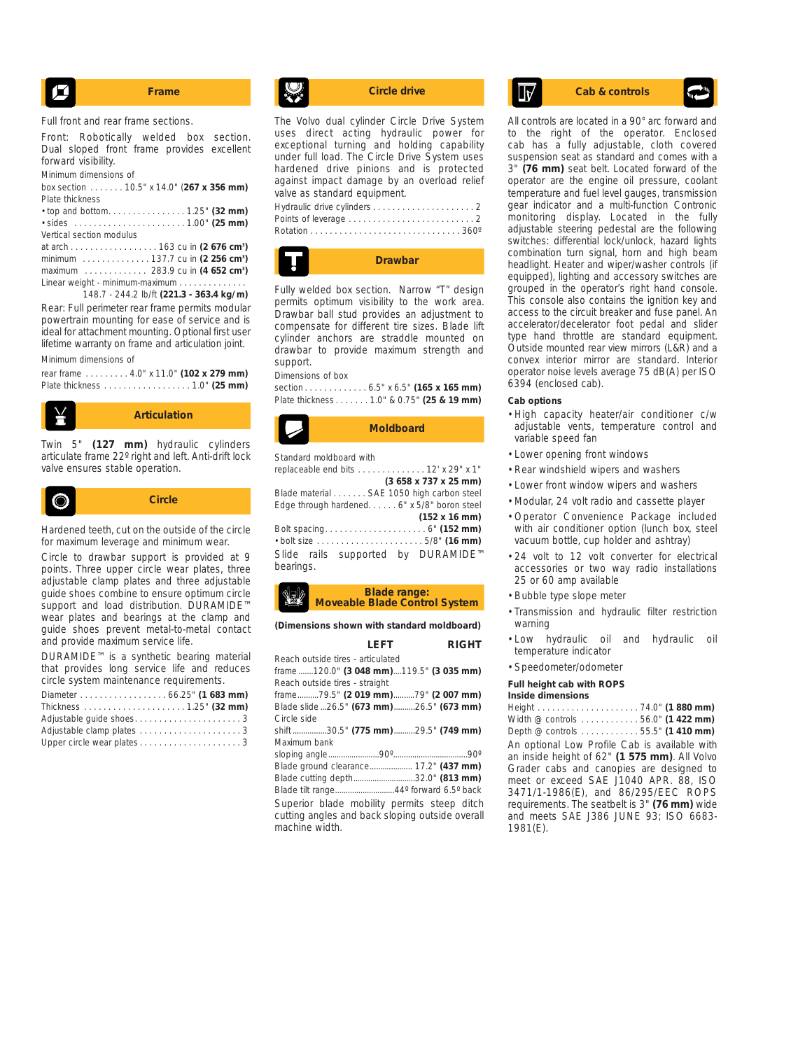## Frame

Full front and rear frame sections.

Front: Robotically welded box section. Dual sloped front frame provides excellent forward visibility.

Minimum dimensions of box section . . . . . . . 10.5" x 14.0" (**267 x 356 mm**)

Plate thickness

- top and bottom. . . . . . . . . . . . . . . . 1.25" (**32 mm**)
- sides . . . . . . . . . . . . . . . . . . . . . . . 1.00" (**25 mm**)

Vertical section modulus

at arch . . . . . . . . . . . . . . . . . . 163 cu in (**2 676 cm³**)
minimum . . . . . . . . . . . . . . 137.7 cu in (**2 256 cm³**)
maximum . . . . . . . . . . . . . 283.9 cu in (**4 652 cm³**)

Linear weight - minimum-maximum . . . . . . . . . . . . . . 148.7 - 244.2 lb/ft (**221.3 - 363.4 kg/m**)

Rear: Full perimeter rear frame permits modular powertrain mounting for ease of service and is ideal for attachment mounting. Optional first user lifetime warranty on frame and articulation joint.

Minimum dimensions of rear frame . . . . . . . . . 4.0" x 11.0" (**102 x 279 mm**)
Plate thickness . . . . . . . . . . . . . . . . . . 1.0" (**25 mm**)

## Articulation

Twin 5" (**127 mm**) hydraulic cylinders articulate frame 22º right and left. Anti-drift lock valve ensures stable operation.

## Circle

Hardened teeth, cut on the outside of the circle for maximum leverage and minimum wear.

Circle to drawbar support is provided at 9 points. Three upper circle wear plates, three adjustable clamp plates and three adjustable guide shoes combine to ensure optimum circle support and load distribution. DURAMIDE™ wear plates and bearings at the clamp and guide shoes prevent metal-to-metal contact and provide maximum service life.

DURAMIDE™ is a synthetic bearing material that provides long service life and reduces circle system maintenance requirements.

Diameter . . . . . . . . . . . . . . . . . . 66.25" (**1 683 mm**)
Thickness . . . . . . . . . . . . . . . . . . . . . 1.25" (**32 mm**)
Adjustable guide shoes. . . . . . . . . . . . . . . . . . . . . . 3
Adjustable clamp plates . . . . . . . . . . . . . . . . . . . . . 3
Upper circle wear plates . . . . . . . . . . . . . . . . . . . . 3

## Circle drive

The Volvo dual cylinder Circle Drive System uses direct acting hydraulic power for exceptional turning and holding capability under full load. The Circle Drive System uses hardened drive pinions and is protected against impact damage by an overload relief valve as standard equipment.

Hydraulic drive cylinders . . . . . . . . . . . . . . . . . . . . . 2
Points of leverage . . . . . . . . . . . . . . . . . . . . . . . . . 2
Rotation . . . . . . . . . . . . . . . . . . . . . . . . . . . . . . . 360º

## Drawbar

Fully welded box section. Narrow "T" design permits optimum visibility to the work area. Drawbar ball stud provides an adjustment to compensate for different tire sizes. Blade lift cylinder anchors are straddle mounted on drawbar to provide maximum strength and support.

Dimensions of box section. . . . . . . . . . . . . 6.5" x 6.5" (**165 x 165 mm**)
Plate thickness . . . . . . . 1.0" & 0.75" (**25 & 19 mm**)

## Moldboard

Standard moldboard with replaceable end bits . . . . . . . . . . . . . . 12' x 29" x 1" (**3 658 x 737 x 25 mm**)
Blade material . . . . . . . SAE 1050 high carbon steel
Edge through hardened. . . . . . 6" x 5/8" boron steel (**152 x 16 mm**)
Bolt spacing. . . . . . . . . . . . . . . . . . . . . 6" (**152 mm**)
- bolt size . . . . . . . . . . . . . . . . . . . . . . 5/8" (**16 mm**)

Slide rails supported by DURAMIDE™ bearings.

## Blade range: Moveable Blade Control System

**(Dimensions shown with standard moldboard)**

| | LEFT | RIGHT |
|---|---|---|
| Reach outside tires - articulated frame | 120.0" (**3 048 mm**) | 119.5" (**3 035 mm**) |
| Reach outside tires - straight frame | 79.5" (**2 019 mm**) | 79" (**2 007 mm**) |
| Blade slide | 26.5" (**673 mm**) | 26.5" (**673 mm**) |
| Circle side shift | 30.5" (**775 mm**) | 29.5" (**749 mm**) |
| Maximum bank sloping angle | 90º | 90º |
| Blade ground clearance | | 17.2" (**437 mm**) |
| Blade cutting depth | | 32.0" (**813 mm**) |
| Blade tilt range | | 44º forward 6.5º back |

Superior blade mobility permits steep ditch cutting angles and back sloping outside overall machine width.

## Cab & controls

All controls are located in a 90° arc forward and to the right of the operator. Enclosed cab has a fully adjustable, cloth covered suspension seat as standard and comes with a 3" (**76 mm**) seat belt. Located forward of the operator are the engine oil pressure, coolant temperature and fuel level gauges, transmission gear indicator and a multi-function Contronic monitoring display. Located in the fully adjustable steering pedestal are the following switches: differential lock/unlock, hazard lights combination turn signal, horn and high beam headlight. Heater and wiper/washer controls (if equipped), lighting and accessory switches are grouped in the operator's right hand console. This console also contains the ignition key and access to the circuit breaker and fuse panel. An accelerator/decelerator foot pedal and slider type hand throttle are standard equipment. Outside mounted rear view mirrors (L&R) and a convex interior mirror are standard. Interior operator noise levels average 75 dB(A) per ISO 6394 (enclosed cab).

**Cab options**

- High capacity heater/air conditioner c/w adjustable vents, temperature control and variable speed fan
- Lower opening front windows
- Rear windshield wipers and washers
- Lower front window wipers and washers
- Modular, 24 volt radio and cassette player
- Operator Convenience Package included with air conditioner option (lunch box, steel vacuum bottle, cup holder and ashtray)
- 24 volt to 12 volt converter for electrical accessories or two way radio installations 25 or 60 amp available
- Bubble type slope meter
- Transmission and hydraulic filter restriction warning
- Low hydraulic oil and hydraulic oil temperature indicator
- Speedometer/odometer

**Full height cab with ROPS**
**Inside dimensions**

Height . . . . . . . . . . . . . . . . . . . . . 74.0" (**1 880 mm**)
Width @ controls . . . . . . . . . . . . 56.0" (**1 422 mm**)
Depth @ controls . . . . . . . . . . . . 55.5" (**1 410 mm**)

An optional Low Profile Cab is available with an inside height of 62" (**1 575 mm**). All Volvo Grader cabs and canopies are designed to meet or exceed SAE J1040 APR. 88, ISO 3471/1-1986(E), and 86/295/EEC ROPS requirements. The seatbelt is 3" (**76 mm**) wide and meets SAE J386 JUNE 93; ISO 6683-1981(E).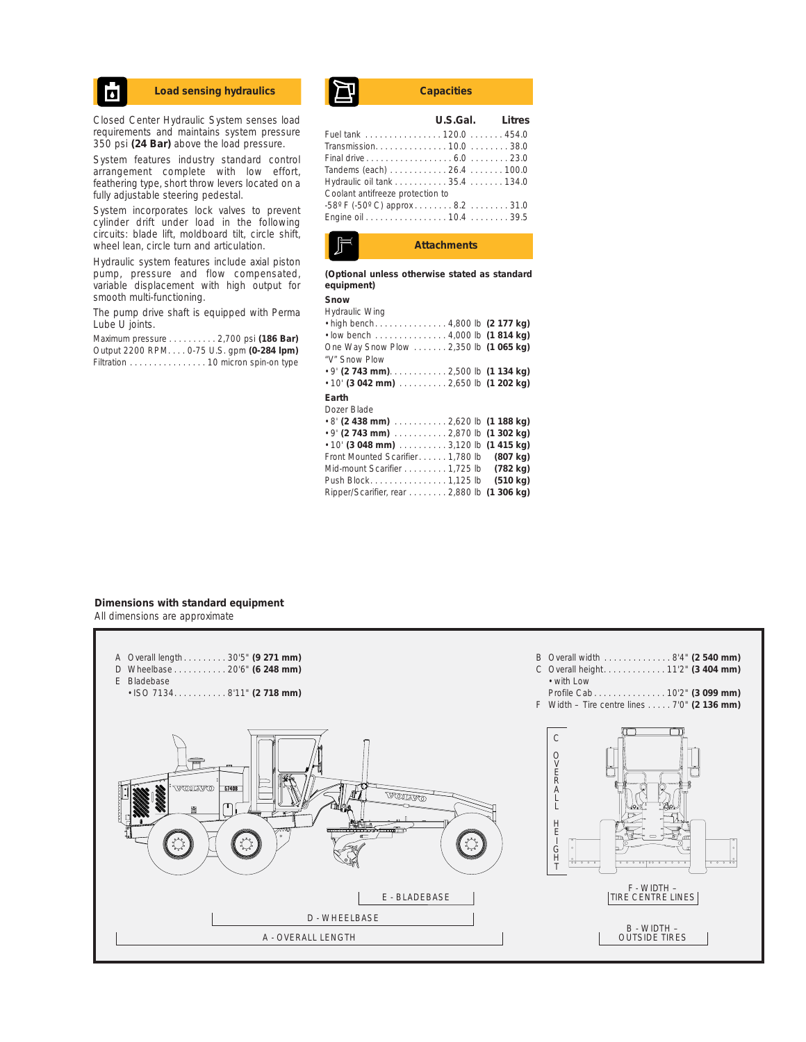## Load sensing hydraulics

Closed Center Hydraulic System senses load requirements and maintains system pressure 350 psi **(24 Bar)** above the load pressure.

System features industry standard control arrangement complete with low effort, feathering type, short throw levers located on a fully adjustable steering pedestal.

System incorporates lock valves to prevent cylinder drift under load in the following circuits: blade lift, moldboard tilt, circle shift, wheel lean, circle turn and articulation.

Hydraulic system features include axial piston pump, pressure and flow compensated, variable displacement with high output for smooth multi-functioning.

The pump drive shaft is equipped with Perma Lube U joints.

Maximum pressure . . . . . . . . . . 2,700 psi **(186 Bar)**
Output 2200 RPM. . . . 0-75 U.S. gpm **(0-284 lpm)**
Filtration . . . . . . . . . . . . . . . . 10 micron spin-on type

## Capacities

| | U.S.Gal. | Litres |
|---|---|---|
| Fuel tank | 120.0 | 454.0 |
| Transmission | 10.0 | 38.0 |
| Final drive | 6.0 | 23.0 |
| Tandems (each) | 26.4 | 100.0 |
| Hydraulic oil tank | 35.4 | 134.0 |
| Coolant antifreeze protection to -58º F (-50º C) approx | 8.2 | 31.0 |
| Engine oil | 10.4 | 39.5 |

## Attachments

**(Optional unless otherwise stated as standard equipment)**

**Snow**

Hydraulic Wing
- high bench . . . . . . . . . . . . . . . 4,800 lb **(2 177 kg)**
- low bench . . . . . . . . . . . . . . . 4,000 lb **(1 814 kg)**

One Way Snow Plow . . . . . . . 2,350 lb **(1 065 kg)**

"V" Snow Plow
- 9' **(2 743 mm)** . . . . . . . . . . . 2,500 lb **(1 134 kg)**
- 10' **(3 042 mm)** . . . . . . . . . . 2,650 lb **(1 202 kg)**

**Earth**

Dozer Blade
- 8' **(2 438 mm)** . . . . . . . . . . . 2,620 lb **(1 188 kg)**
- 9' **(2 743 mm)** . . . . . . . . . . . 2,870 lb **(1 302 kg)**
- 10' **(3 048 mm)** . . . . . . . . . . 3,120 lb **(1 415 kg)**

Front Mounted Scarifier . . . . . . 1,780 lb **(807 kg)**
Mid-mount Scarifier . . . . . . . . . 1,725 lb **(782 kg)**
Push Block . . . . . . . . . . . . . . . . 1,125 lb **(510 kg)**
Ripper/Scarifier, rear . . . . . . . . 2,880 lb **(1 306 kg)**

## Dimensions with standard equipment

All dimensions are approximate

A Overall length . . . . . . . . . 30'5" **(9 271 mm)**
D Wheelbase . . . . . . . . . . . 20'6" **(6 248 mm)**
E Bladebase
- ISO 7134 . . . . . . . . . . . 8'11" **(2 718 mm)**

B Overall width . . . . . . . . . . . . . . 8'4" **(2 540 mm)**
C Overall height. . . . . . . . . . . . . 11'2" **(3 404 mm)**
- with Low Profile Cab . . . . . . . . . . . . . . . 10'2" **(3 099 mm)**

F Width – Tire centre lines . . . . . 7'0" **(2 136 mm)**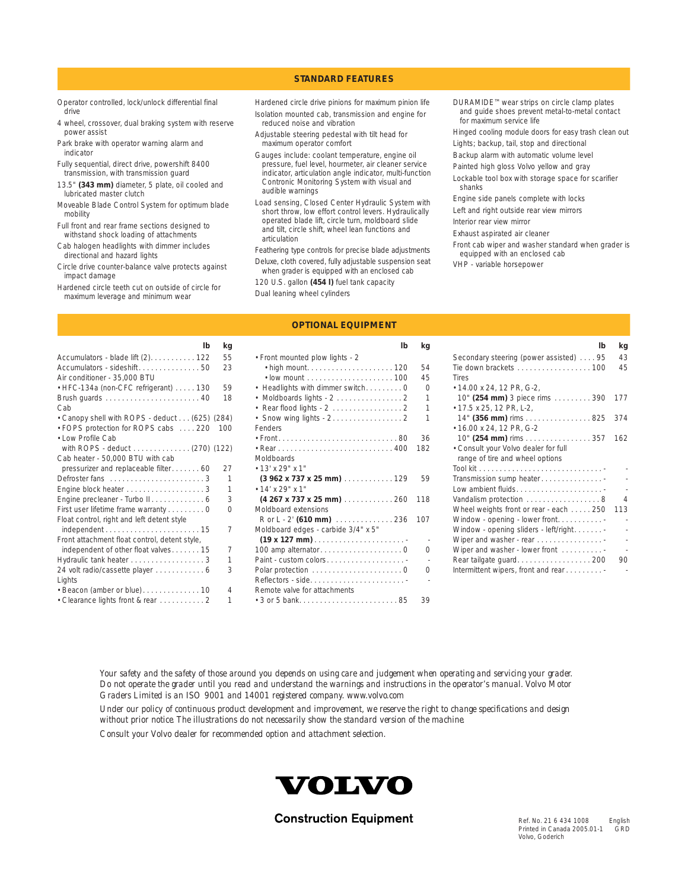## STANDARD FEATURES

- Operator controlled, lock/unlock differential final drive
- 4 wheel, crossover, dual braking system with reserve power assist
- Park brake with operator warning alarm and indicator
- Fully sequential, direct drive, powershift 8400 transmission, with transmission guard
- 13.5" **(343 mm)** diameter, 5 plate, oil cooled and lubricated master clutch
- Moveable Blade Control System for optimum blade mobility
- Full front and rear frame sections designed to withstand shock loading of attachments
- Cab halogen headlights with dimmer includes directional and hazard lights
- Circle drive counter-balance valve protects against impact damage
- Hardened circle teeth cut on outside of circle for maximum leverage and minimum wear
- Hardened circle drive pinions for maximum pinion life
- Isolation mounted cab, transmission and engine for reduced noise and vibration
- Adjustable steering pedestal with tilt head for maximum operator comfort
- Gauges include: coolant temperature, engine oil pressure, fuel level, hourmeter, air cleaner service indicator, articulation angle indicator, multi-function Contronic Monitoring System with visual and audible warnings
- Load sensing, Closed Center Hydraulic System with short throw, low effort control levers. Hydraulically operated blade lift, circle turn, moldboard slide and tilt, circle shift, wheel lean functions and articulation
- Feathering type controls for precise blade adjustments
- Deluxe, cloth covered, fully adjustable suspension seat when grader is equipped with an enclosed cab
- 120 U.S. gallon **(454 l)** fuel tank capacity
- Dual leaning wheel cylinders
- DURAMIDE™ wear strips on circle clamp plates and guide shoes prevent metal-to-metal contact for maximum service life
- Hinged cooling module doors for easy trash clean out
- Lights; backup, tail, stop and directional
- Backup alarm with automatic volume level
- Painted high gloss Volvo yellow and gray
- Lockable tool box with storage space for scarifier shanks
- Engine side panels complete with locks
- Left and right outside rear view mirrors
- Interior rear view mirror
- Exhaust aspirated air cleaner
- Front cab wiper and washer standard when grader is equipped with an enclosed cab
- VHP - variable horsepower

## OPTIONAL EQUIPMENT

| | lb | kg |
|---|---|---|
| Accumulators - blade lift (2) | 122 | 55 |
| Accumulators - sideshift | 50 | 23 |
| Air conditioner - 35,000 BTU | | |
| • HFC-134a (non-CFC refrigerant) | 130 | 59 |
| Brush guards | 40 | 18 |
| Cab | | |
| • Canopy shell with ROPS - deduct | (625) | (284) |
| • FOPS protection for ROPS cabs | 220 | 100 |
| • Low Profile Cab with ROPS - deduct | (270) | (122) |
| Cab heater - 50,000 BTU with cab pressurizer and replaceable filter | 60 | 27 |
| Defroster fans | 3 | 1 |
| Engine block heater | 3 | 1 |
| Engine precleaner - Turbo II | 6 | 3 |
| First user lifetime frame warranty | 0 | 0 |
| Float control, right and left detent style independent | 15 | 7 |
| Front attachment float control, detent style, independent of other float valves | 15 | 7 |
| Hydraulic tank heater | 3 | 1 |
| 24 volt radio/cassette player | 6 | 3 |
| Lights | | |
| • Beacon (amber or blue) | 10 | 4 |
| • Clearance lights front & rear | 2 | 1 |
| • Front mounted plow lights - 2 | | |
| • high mount | 120 | 54 |
| • low mount | 100 | 45 |
| • Headlights with dimmer switch | 0 | 0 |
| • Moldboards lights - 2 | 2 | 1 |
| • Rear flood lights - 2 | 2 | 1 |
| • Snow wing lights - 2 | 2 | 1 |
| Fenders | | |
| • Front | 80 | 36 |
| • Rear | 400 | 182 |
| Moldboards | | |
| • 13' x 29" x 1" **(3 962 x 737 x 25 mm)** | 129 | 59 |
| • 14' x 29" x 1" **(4 267 x 737 x 25 mm)** | 260 | 118 |
| Moldboard extensions R or L - 2' **(610 mm)** | 236 | 107 |
| Moldboard edges - carbide 3/4" x 5" **(19 x 127 mm)** | - | - |
| 100 amp alternator | 0 | 0 |
| Paint - custom colors | - | - |
| Polar protection | 0 | 0 |
| Reflectors - side | - | - |
| Remote valve for attachments | | |
| • 3 or 5 bank | 85 | 39 |
| Secondary steering (power assisted) | 95 | 43 |
| Tie down brackets | 100 | 45 |
| Tires | | |
| • 14.00 x 24, 12 PR, G-2, 10" **(254 mm)** 3 piece rims | 390 | 177 |
| • 17.5 x 25, 12 PR, L-2, 14" **(356 mm)** rims | 825 | 374 |
| • 16.00 x 24, 12 PR, G-2 10" **(254 mm)** rims | 357 | 162 |
| • Consult your Volvo dealer for full range of tire and wheel options | | |
| Tool kit | - | - |
| Transmission sump heater | - | - |
| Low ambient fluids | - | - |
| Vandalism protection | 8 | 4 |
| Wheel weights front or rear - each | 250 | 113 |
| Window - opening - lower front | - | - |
| Window - opening sliders - left/right | - | - |
| Wiper and washer - rear | - | - |
| Wiper and washer - lower front | - | - |
| Rear tailgate guard | 200 | 90 |
| Intermittent wipers, front and rear | - | - |

*Your safety and the safety of those around you depends on using care and judgement when operating and servicing your grader. Do not operate the grader until you read and understand the warnings and instructions in the operator's manual. Volvo Motor Graders Limited is an ISO 9001 and 14001 registered company. www.volvo.com*

*Under our policy of continuous product development and improvement, we reserve the right to change specifications and design without prior notice. The illustrations do not necessarily show the standard version of the machine.*

*Consult your Volvo dealer for recommended option and attachment selection.*

VOLVO

Construction Equipment

Ref. No. 21 6 434 1008 English
Printed in Canada 2005.01-1 GRD
Volvo, Goderich